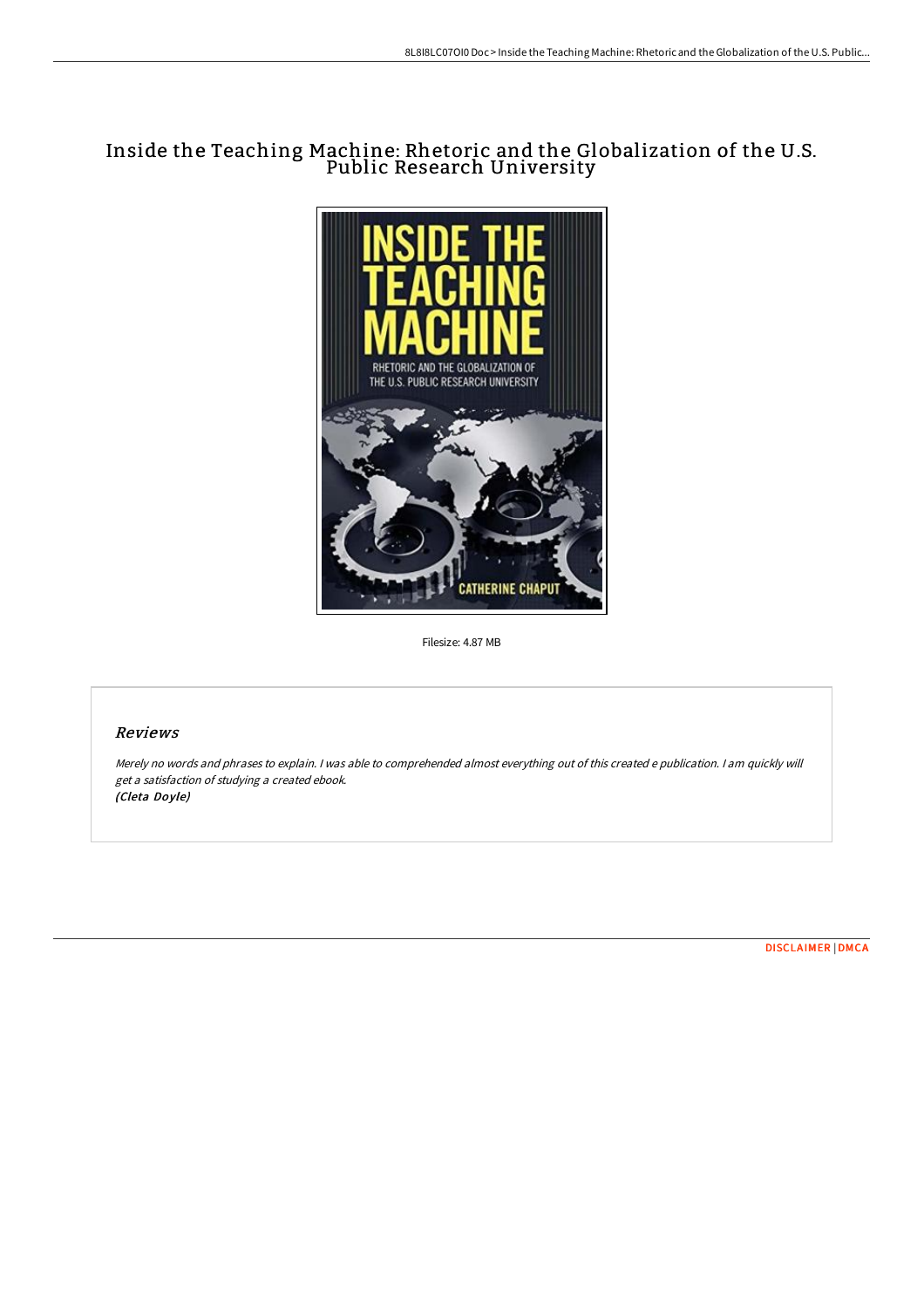# Inside the Teaching Machine: Rhetoric and the Globalization of the U.S. Public Research University

Filesize: 4.87 MB

## Reviews

*Merely no words and phrases to explain. I was able to comprehended almost everything out of this created e publication. I am quickly will get a satisfaction of studying a created ebook.*
*(Cleta Doyle)*

DISCLAIMER | DMCA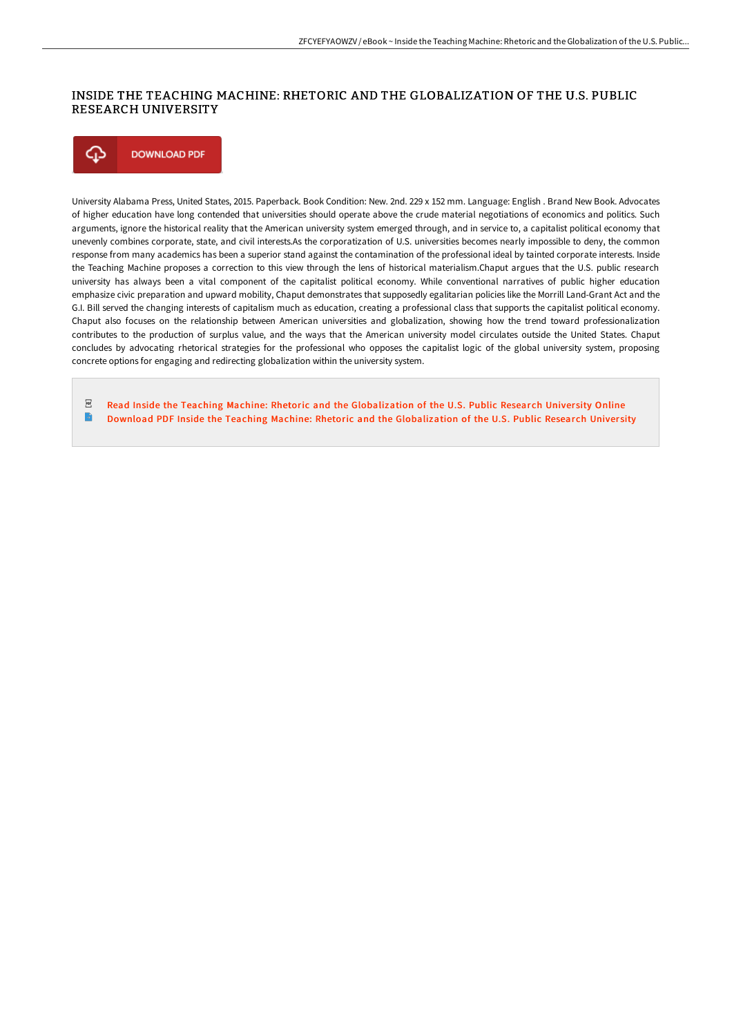# INSIDE THE TEACHING MACHINE: RHETORIC AND THE GLOBALIZATION OF THE U.S. PUBLIC RESEARCH UNIVERSITY

DOWNLOAD PDF

University Alabama Press, United States, 2015. Paperback. Book Condition: New. 2nd. 229 x 152 mm. Language: English . Brand New Book. Advocates of higher education have long contended that universities should operate above the crude material negotiations of economics and politics. Such arguments, ignore the historical reality that the American university system emerged through, and in service to, a capitalist political economy that unevenly combines corporate, state, and civil interests.As the corporatization of U.S. universities becomes nearly impossible to deny, the common response from many academics has been a superior stand against the contamination of the professional ideal by tainted corporate interests. Inside the Teaching Machine proposes a correction to this view through the lens of historical materialism.Chaput argues that the U.S. public research university has always been a vital component of the capitalist political economy. While conventional narratives of public higher education emphasize civic preparation and upward mobility, Chaput demonstrates that supposedly egalitarian policies like the Morrill Land-Grant Act and the G.I. Bill served the changing interests of capitalism much as education, creating a professional class that supports the capitalist political economy. Chaput also focuses on the relationship between American universities and globalization, showing how the trend toward professionalization contributes to the production of surplus value, and the ways that the American university model circulates outside the United States. Chaput concludes by advocating rhetorical strategies for the professional who opposes the capitalist logic of the global university system, proposing concrete options for engaging and redirecting globalization within the university system.

Read Inside the Teaching Machine: Rhetoric and the Globalization of the U.S. Public Research University Online

Download PDF Inside the Teaching Machine: Rhetoric and the Globalization of the U.S. Public Research University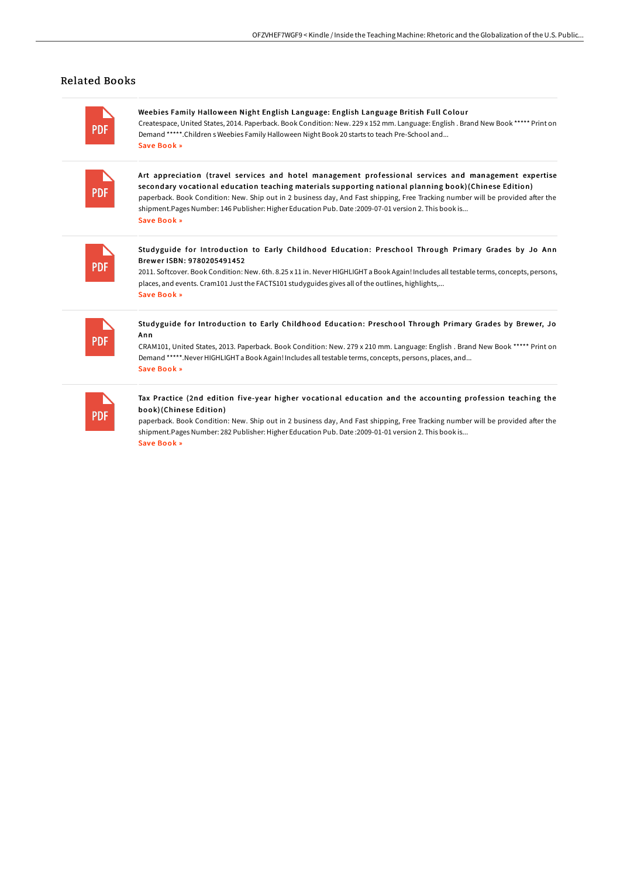## Related Books

**Weebies Family Halloween Night English Language: English Language British Full Colour**

Createspace, United States, 2014. Paperback. Book Condition: New. 229 x 152 mm. Language: English . Brand New Book ***** Print on Demand *****.Children s Weebies Family Halloween Night Book 20 starts to teach Pre-School and...

Save Book »

**Art appreciation (travel services and hotel management professional services and management expertise secondary vocational education teaching materials supporting national planning book)(Chinese Edition)**

paperback. Book Condition: New. Ship out in 2 business day, And Fast shipping, Free Tracking number will be provided after the shipment.Pages Number: 146 Publisher: Higher Education Pub. Date :2009-07-01 version 2. This book is...

Save Book »

**Studyguide for Introduction to Early Childhood Education: Preschool Through Primary Grades by Jo Ann Brewer ISBN: 9780205491452**

2011. Softcover. Book Condition: New. 6th. 8.25 x 11 in. Never HIGHLIGHT a Book Again! Includes all testable terms, concepts, persons, places, and events. Cram101 Just the FACTS101 studyguides gives all of the outlines, highlights,...

Save Book »

**Studyguide for Introduction to Early Childhood Education: Preschool Through Primary Grades by Brewer, Jo Ann**

CRAM101, United States, 2013. Paperback. Book Condition: New. 279 x 210 mm. Language: English . Brand New Book ***** Print on Demand *****.Never HIGHLIGHT a Book Again! Includes all testable terms, concepts, persons, places, and...

Save Book »

**Tax Practice (2nd edition five-year higher vocational education and the accounting profession teaching the book)(Chinese Edition)**

paperback. Book Condition: New. Ship out in 2 business day, And Fast shipping, Free Tracking number will be provided after the shipment.Pages Number: 282 Publisher: Higher Education Pub. Date :2009-01-01 version 2. This book is...

Save Book »